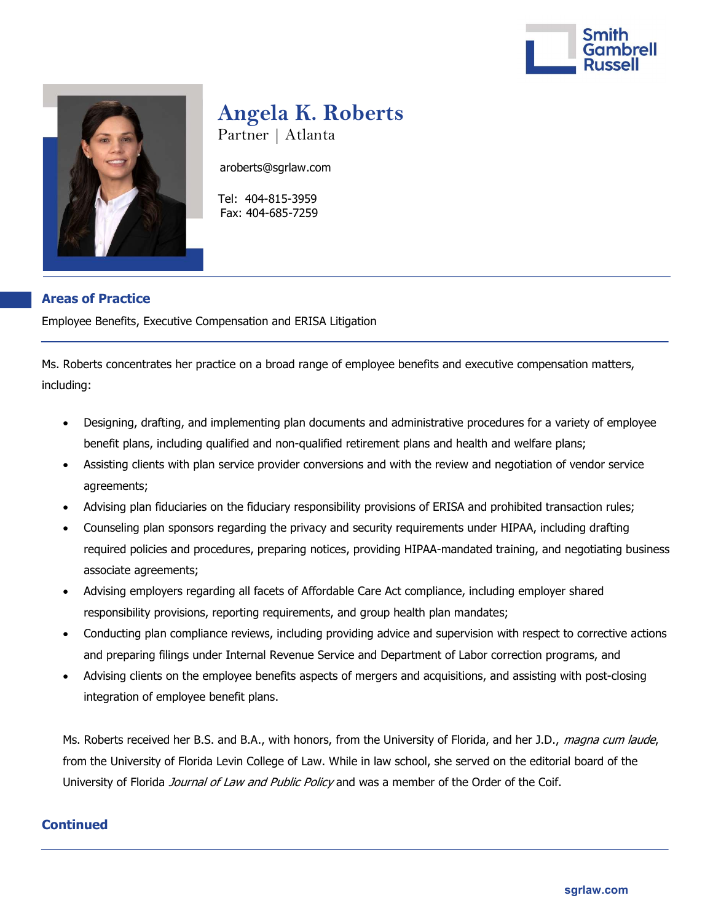Smith Gambrell Russell

# Angela K. Roberts

Partner | Atlanta

aroberts@sgrlaw.com

Tel: 404-815-3959
Fax: 404-685-7259

## Areas of Practice

Employee Benefits, Executive Compensation and ERISA Litigation

Ms. Roberts concentrates her practice on a broad range of employee benefits and executive compensation matters, including:

- Designing, drafting, and implementing plan documents and administrative procedures for a variety of employee benefit plans, including qualified and non-qualified retirement plans and health and welfare plans;
- Assisting clients with plan service provider conversions and with the review and negotiation of vendor service agreements;
- Advising plan fiduciaries on the fiduciary responsibility provisions of ERISA and prohibited transaction rules;
- Counseling plan sponsors regarding the privacy and security requirements under HIPAA, including drafting required policies and procedures, preparing notices, providing HIPAA-mandated training, and negotiating business associate agreements;
- Advising employers regarding all facets of Affordable Care Act compliance, including employer shared responsibility provisions, reporting requirements, and group health plan mandates;
- Conducting plan compliance reviews, including providing advice and supervision with respect to corrective actions and preparing filings under Internal Revenue Service and Department of Labor correction programs, and
- Advising clients on the employee benefits aspects of mergers and acquisitions, and assisting with post-closing integration of employee benefit plans.

Ms. Roberts received her B.S. and B.A., with honors, from the University of Florida, and her J.D., *magna cum laude*, from the University of Florida Levin College of Law. While in law school, she served on the editorial board of the University of Florida *Journal of Law and Public Policy* and was a member of the Order of the Coif.

**Continued**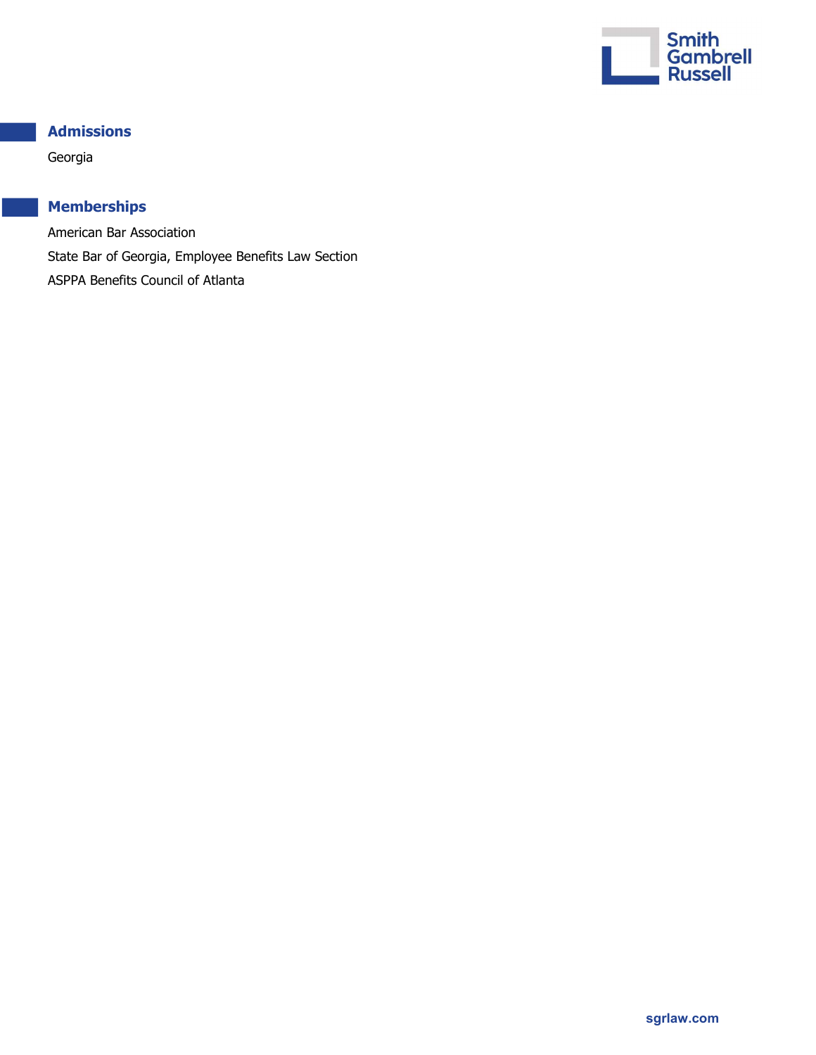## Admissions

Georgia

## Memberships

American Bar Association

State Bar of Georgia, Employee Benefits Law Section

ASPPA Benefits Council of Atlanta